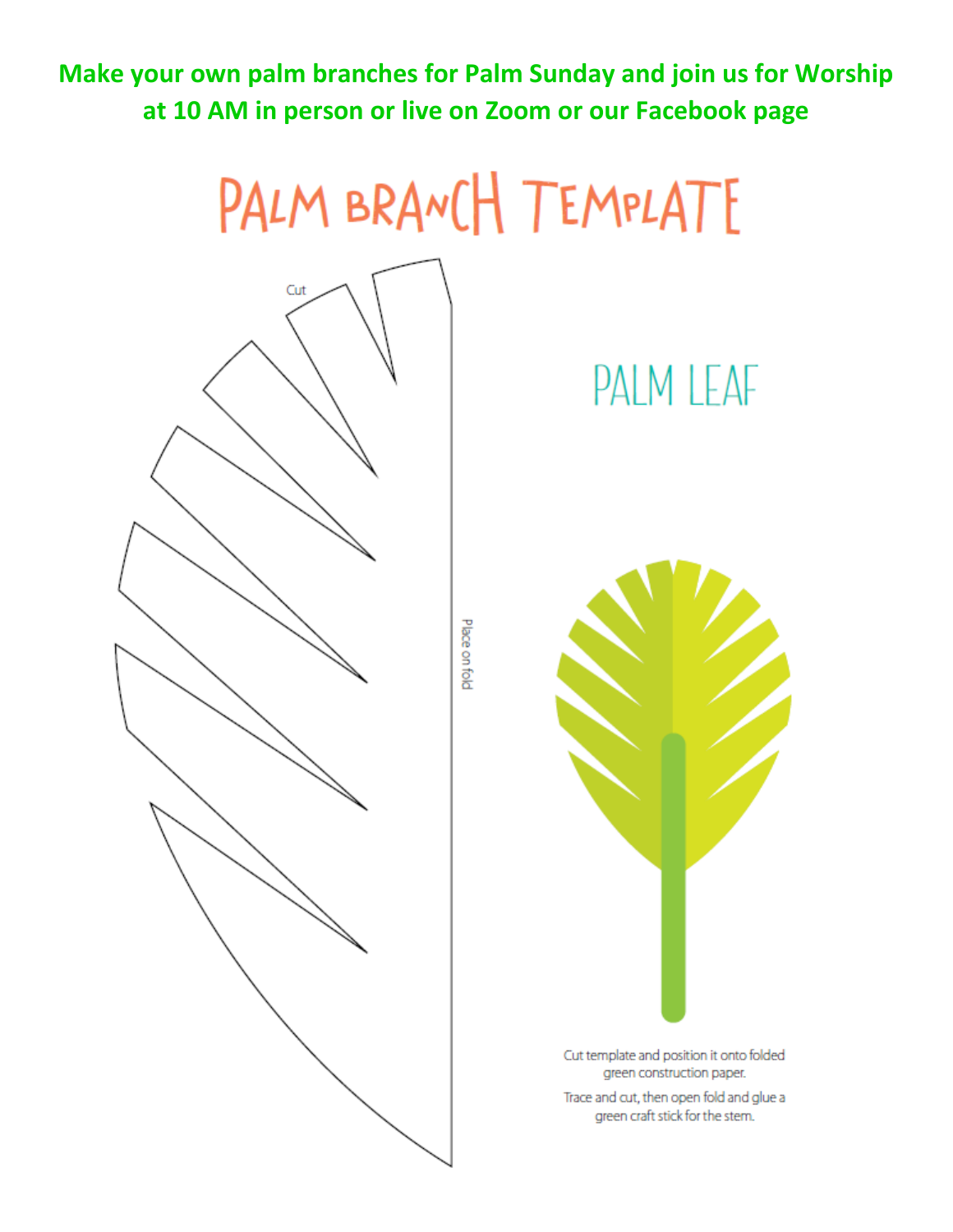**Make your own palm branches for Palm Sunday and join us for Worship at 10 AM in person or live on Zoom or our Facebook page**

# PALM BRANCH TEMPLATE

Cut

Place on fold

## PALM LEAF

Cut template and position it onto folded green construction paper.

Trace and cut, then open fold and glue a green craft stick for the stem.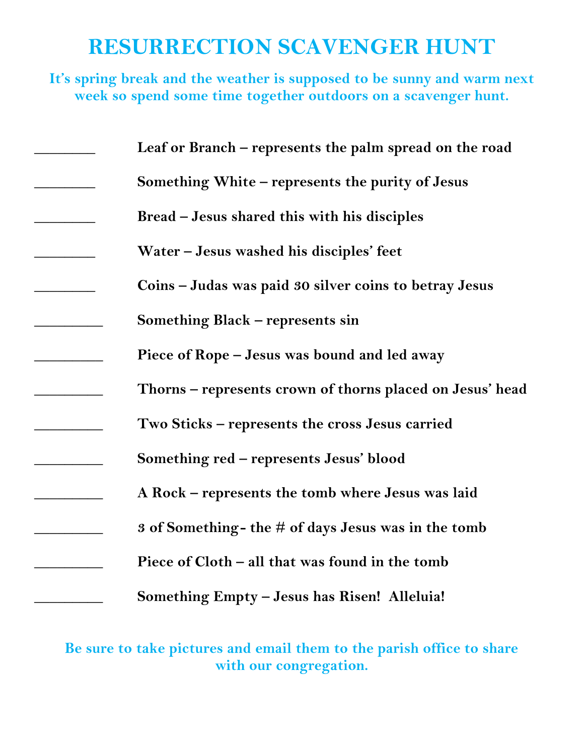# RESURRECTION SCAVENGER HUNT

**It's spring break and the weather is supposed to be sunny and warm next week so spend some time together outdoors on a scavenger hunt.**

________ **Leaf or Branch – represents the palm spread on the road**

________ **Something White – represents the purity of Jesus**

________ **Bread – Jesus shared this with his disciples**

________ **Water – Jesus washed his disciples' feet**

________ **Coins – Judas was paid 30 silver coins to betray Jesus**

_________ **Something Black – represents sin**

_________ **Piece of Rope – Jesus was bound and led away**

_________ **Thorns – represents crown of thorns placed on Jesus' head**

_________ **Two Sticks – represents the cross Jesus carried**

_________ **Something red – represents Jesus' blood**

_________ **A Rock – represents the tomb where Jesus was laid**

_________ **3 of Something- the # of days Jesus was in the tomb**

_________ **Piece of Cloth – all that was found in the tomb**

_________ **Something Empty – Jesus has Risen! Alleluia!**

**Be sure to take pictures and email them to the parish office to share with our congregation.**